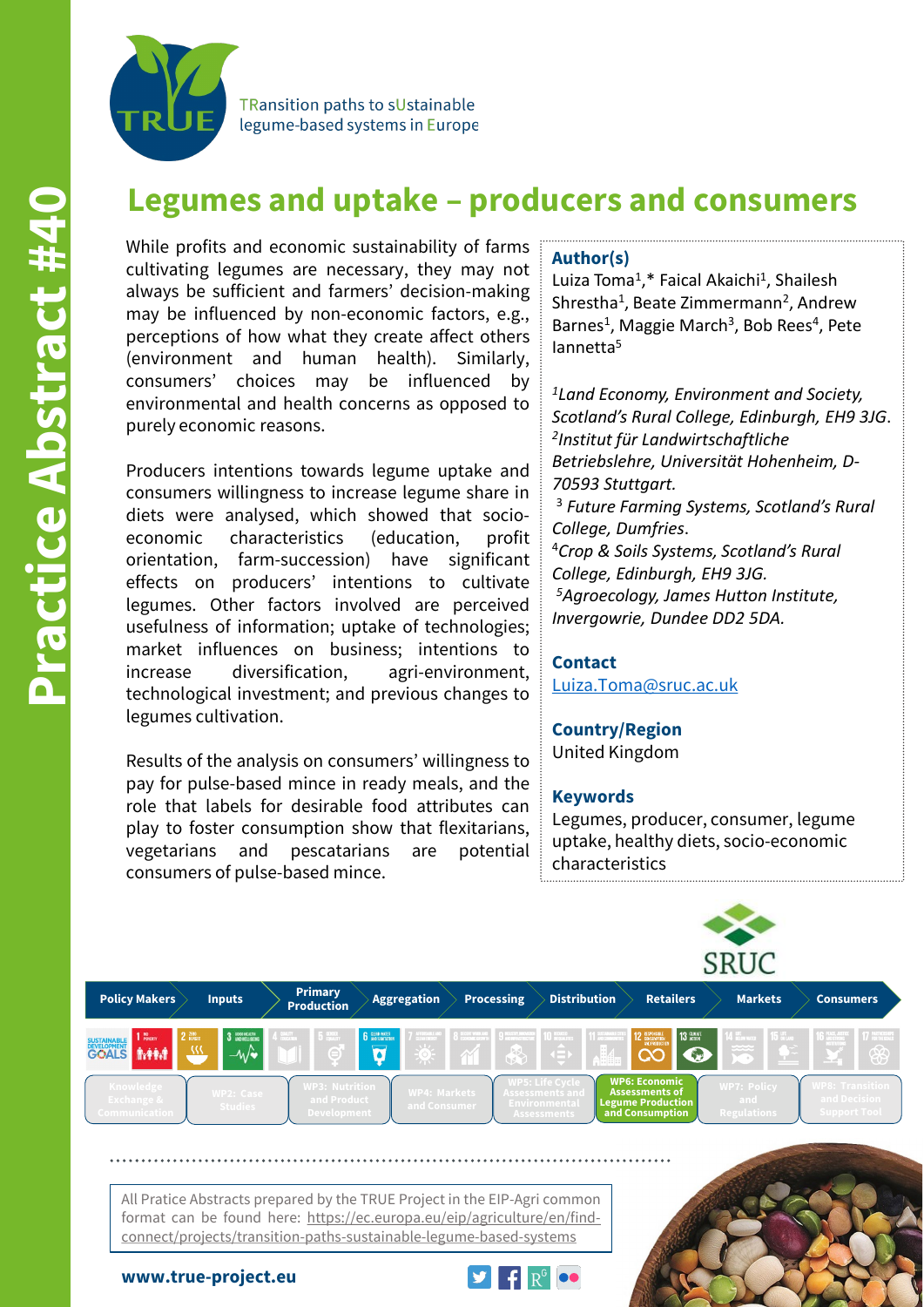Practice Abstract #40

TRansition paths to sUstainable legume-based systems in Europe

# Legumes and uptake – producers and consumers

While profits and economic sustainability of farms cultivating legumes are necessary, they may not always be sufficient and farmers' decision-making may be influenced by non-economic factors, e.g., perceptions of how what they create affect others (environment and human health). Similarly, consumers' choices may be influenced by environmental and health concerns as opposed to purely economic reasons.

Producers intentions towards legume uptake and consumers willingness to increase legume share in diets were analysed, which showed that socio-economic characteristics (education, profit orientation, farm-succession) have significant effects on producers' intentions to cultivate legumes. Other factors involved are perceived usefulness of information; uptake of technologies; market influences on business; intentions to increase diversification, agri-environment, technological investment; and previous changes to legumes cultivation.

Results of the analysis on consumers' willingness to pay for pulse-based mince in ready meals, and the role that labels for desirable food attributes can play to foster consumption show that flexitarians, vegetarians and pescatarians are potential consumers of pulse-based mince.

**Author(s)**

Luiza Toma[1],* Faical Akaichi[1], Shailesh Shrestha[1], Beate Zimmermann[2], Andrew Barnes[1], Maggie March[3], Bob Rees[4], Pete Iannetta[5]

[1] *Land Economy, Environment and Society, Scotland's Rural College, Edinburgh, EH9 3JG.*
[2] *Institut für Landwirtschaftliche Betriebslehre, Universität Hohenheim, D-70593 Stuttgart.*
[3] *Future Farming Systems, Scotland's Rural College, Dumfries.*
[4] *Crop & Soils Systems, Scotland's Rural College, Edinburgh, EH9 3JG.*
[5] *Agroecology, James Hutton Institute, Invergowrie, Dundee DD2 5DA.*

**Contact**

Luiza.Toma@sruc.ac.uk

**Country/Region**

United Kingdom

**Keywords**

Legumes, producer, consumer, legume uptake, healthy diets, socio-economic characteristics

SRUC

Policy Makers | Inputs | Primary Production | Aggregation | Processing | Distribution | Retailers | Markets | Consumers

WP1: Knowledge Exchange & Communication | WP2: Case Studies | WP3: Nutrition and Product Development | WP4: Markets and Consumer | WP5: Life Cycle Assessments and Environmental Assessments | WP6: Economic Assessments of Legume Production and Consumption | WP7: Policy and Regulations | WP8: Transition and Decision Support Tool

All Pratice Abstracts prepared by the TRUE Project in the EIP-Agri common format can be found here: https://ec.europa.eu/eip/agriculture/en/find-connect/projects/transition-paths-sustainable-legume-based-systems

**www.true-project.eu**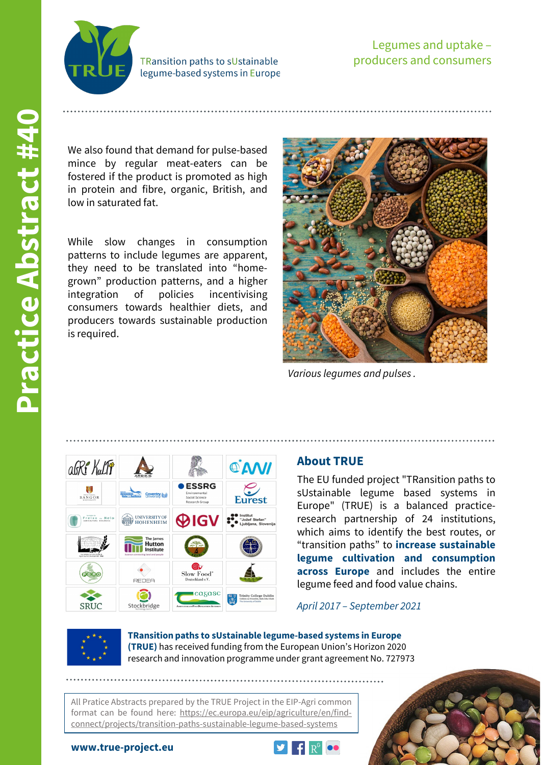We also found that demand for pulse-based mince by regular meat-eaters can be fostered if the product is promoted as high in protein and fibre, organic, British, and low in saturated fat.

While slow changes in consumption patterns to include legumes are apparent, they need to be translated into "home-grown" production patterns, and a higher integration of policies incentivising consumers towards healthier diets, and producers towards sustainable production is required.

*Various legumes and pulses .*

## About TRUE

The EU funded project "TRansition paths to sUstainable legume based systems in Europe" (TRUE) is a balanced practice-research partnership of 24 institutions, which aims to identify the best routes, or "transition paths" to **increase sustainable legume cultivation and consumption across Europe** and includes the entire legume feed and food value chains.

*April 2017 – September 2021*

**TRansition paths to sUstainable legume-based systems in Europe (TRUE)** has received funding from the European Union's Horizon 2020 research and innovation programme under grant agreement No. 727973

All Pratice Abstracts prepared by the TRUE Project in the EIP-Agri common format can be found here: https://ec.europa.eu/eip/agriculture/en/find-connect/projects/transition-paths-sustainable-legume-based-systems

**www.true-project.eu**